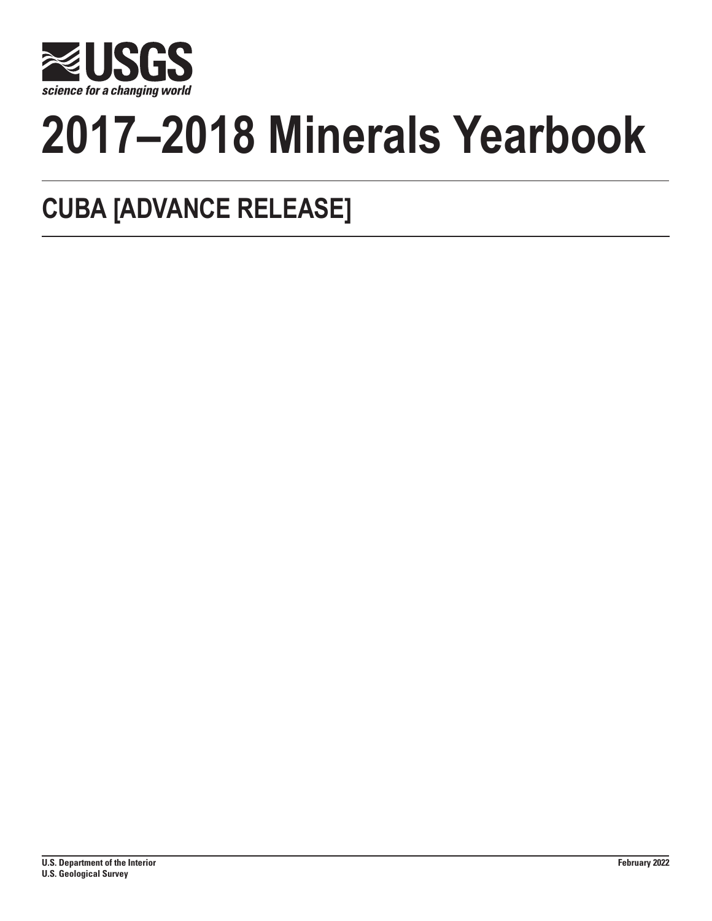USGS

science for a changing world

# 2017–2018 Minerals Yearbook

## CUBA [ADVANCE RELEASE]

U.S. Department of the Interior
U.S. Geological Survey

February 2022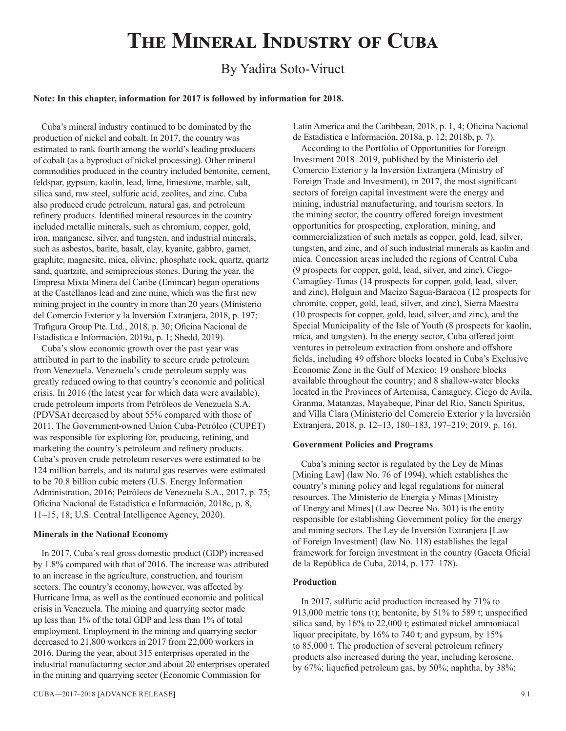# The Mineral Industry of Cuba

By Yadira Soto-Viruet

**Note: In this chapter, information for 2017 is followed by information for 2018.**

Cuba's mineral industry continued to be dominated by the production of nickel and cobalt. In 2017, the country was estimated to rank fourth among the world's leading producers of cobalt (as a byproduct of nickel processing). Other mineral commodities produced in the country included bentonite, cement, feldspar, gypsum, kaolin, lead, lime, limestone, marble, salt, silica sand, raw steel, sulfuric acid, zeolites, and zinc. Cuba also produced crude petroleum, natural gas, and petroleum refinery products. Identified mineral resources in the country included metallic minerals, such as chromium, copper, gold, iron, manganese, silver, and tungsten, and industrial minerals, such as asbestos, barite, basalt, clay, kyanite, gabbro, garnet, graphite, magnesite, mica, olivine, phosphate rock, quartz, quartz sand, quartzite, and semiprecious stones. During the year, the Empresa Mixta Minera del Caribe (Emincar) began operations at the Castellanos lead and zinc mine, which was the first new mining project in the country in more than 20 years (Ministerio del Comercio Exterior y la Inversión Extranjera, 2018, p. 197; Trafigura Group Pte. Ltd., 2018, p. 30; Oficina Nacional de Estadística e Información, 2019a, p. 1; Shedd, 2019).

Cuba's slow economic growth over the past year was attributed in part to the inability to secure crude petroleum from Venezuela. Venezuela's crude petroleum supply was greatly reduced owing to that country's economic and political crisis. In 2016 (the latest year for which data were available), crude petroleum imports from Petróleos de Venezuela S.A. (PDVSA) decreased by about 55% compared with those of 2011. The Government-owned Union Cuba-Petróleo (CUPET) was responsible for exploring for, producing, refining, and marketing the country's petroleum and refinery products. Cuba's proven crude petroleum reserves were estimated to be 124 million barrels, and its natural gas reserves were estimated to be 70.8 billion cubic meters (U.S. Energy Information Administration, 2016; Petróleos de Venezuela S.A., 2017, p. 75; Oficina Nacional de Estadística e Información, 2018c, p. 8, 11–15, 18; U.S. Central Intelligence Agency, 2020).

### Minerals in the National Economy

In 2017, Cuba's real gross domestic product (GDP) increased by 1.8% compared with that of 2016. The increase was attributed to an increase in the agriculture, construction, and tourism sectors. The country's economy, however, was affected by Hurricane Irma, as well as the continued economic and political crisis in Venezuela. The mining and quarrying sector made up less than 1% of the total GDP and less than 1% of total employment. Employment in the mining and quarrying sector decreased to 21,800 workers in 2017 from 22,000 workers in 2016. During the year, about 315 enterprises operated in the industrial manufacturing sector and about 20 enterprises operated in the mining and quarrying sector (Economic Commission for Latin America and the Caribbean, 2018, p. 1, 4; Oficina Nacional de Estadística e Información, 2018a, p. 12; 2018b, p. 7).

According to the Portfolio of Opportunities for Foreign Investment 2018–2019, published by the Ministerio del Comercio Exterior y la Inversión Extranjera (Ministry of Foreign Trade and Investment), in 2017, the most significant sectors of foreign capital investment were the energy and mining, industrial manufacturing, and tourism sectors. In the mining sector, the country offered foreign investment opportunities for prospecting, exploration, mining, and commercialization of such metals as copper, gold, lead, silver, tungsten, and zinc, and of such industrial minerals as kaolin and mica. Concession areas included the regions of Central Cuba (9 prospects for copper, gold, lead, silver, and zinc), Ciego-Camagüey-Tunas (14 prospects for copper, gold, lead, silver, and zinc), Holguin and Macizo Sagua-Baracoa (12 prospects for chromite, copper, gold, lead, silver, and zinc), Sierra Maestra (10 prospects for copper, gold, lead, silver, and zinc), and the Special Municipality of the Isle of Youth (8 prospects for kaolin, mica, and tungsten). In the energy sector, Cuba offered joint ventures in petroleum extraction from onshore and offshore fields, including 49 offshore blocks located in Cuba's Exclusive Economic Zone in the Gulf of Mexico; 19 onshore blocks available throughout the country; and 8 shallow-water blocks located in the Provinces of Artemisa, Camaguey, Ciego de Avila, Granma, Matanzas, Mayabeque, Pinar del Rio, Sancti Spiritus, and Villa Clara (Ministerio del Comercio Exterior y la Inversión Extranjera, 2018, p. 12–13, 180–183, 197–219; 2019, p. 16).

### Government Policies and Programs

Cuba's mining sector is regulated by the Ley de Minas [Mining Law] (law No. 76 of 1994), which establishes the country's mining policy and legal regulations for mineral resources. The Ministerio de Energía y Minas [Ministry of Energy and Mines] (Law Decree No. 301) is the entity responsible for establishing Government policy for the energy and mining sectors. The Ley de Inversión Extranjera [Law of Foreign Investment] (law No. 118) establishes the legal framework for foreign investment in the country (Gaceta Oficial de la República de Cuba, 2014, p. 177–178).

### Production

In 2017, sulfuric acid production increased by 71% to 913,000 metric tons (t); bentonite, by 51% to 589 t; unspecified silica sand, by 16% to 22,000 t; estimated nickel ammoniacal liquor precipitate, by 16% to 740 t; and gypsum, by 15% to 85,000 t. The production of several petroleum refinery products also increased during the year, including kerosene, by 67%; liquefied petroleum gas, by 50%; naphtha, by 38%;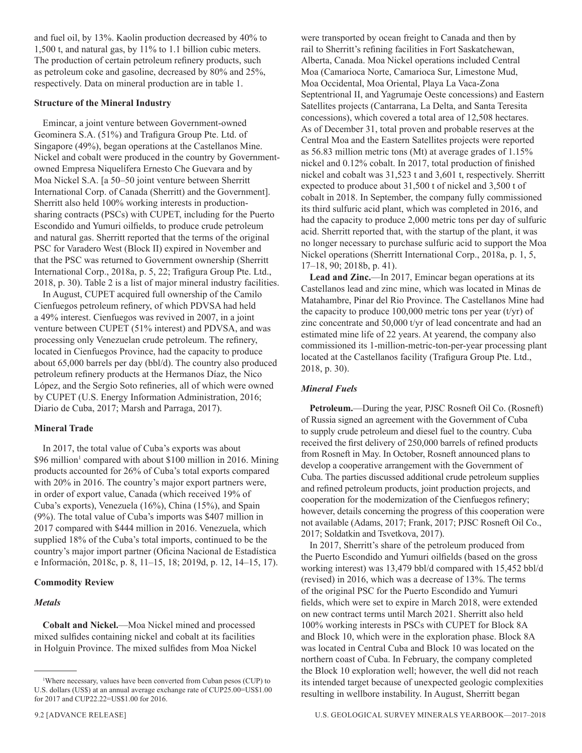and fuel oil, by 13%. Kaolin production decreased by 40% to 1,500 t, and natural gas, by 11% to 1.1 billion cubic meters. The production of certain petroleum refinery products, such as petroleum coke and gasoline, decreased by 80% and 25%, respectively. Data on mineral production are in table 1.

**Structure of the Mineral Industry**

Emincar, a joint venture between Government-owned Geominera S.A. (51%) and Trafigura Group Pte. Ltd. of Singapore (49%), began operations at the Castellanos Mine. Nickel and cobalt were produced in the country by Government-owned Empresa Niquelífera Ernesto Che Guevara and by Moa Nickel S.A. [a 50–50 joint venture between Sherritt International Corp. of Canada (Sherritt) and the Government]. Sherritt also held 100% working interests in production-sharing contracts (PSCs) with CUPET, including for the Puerto Escondido and Yumuri oilfields, to produce crude petroleum and natural gas. Sherritt reported that the terms of the original PSC for Varadero West (Block II) expired in November and that the PSC was returned to Government ownership (Sherritt International Corp., 2018a, p. 5, 22; Trafigura Group Pte. Ltd., 2018, p. 30). Table 2 is a list of major mineral industry facilities.

In August, CUPET acquired full ownership of the Camilo Cienfuegos petroleum refinery, of which PDVSA had held a 49% interest. Cienfuegos was revived in 2007, in a joint venture between CUPET (51% interest) and PDVSA, and was processing only Venezuelan crude petroleum. The refinery, located in Cienfuegos Province, had the capacity to produce about 65,000 barrels per day (bbl/d). The country also produced petroleum refinery products at the Hermanos Díaz, the Nico López, and the Sergio Soto refineries, all of which were owned by CUPET (U.S. Energy Information Administration, 2016; Diario de Cuba, 2017; Marsh and Parraga, 2017).

**Mineral Trade**

In 2017, the total value of Cuba's exports was about $96 million[1] compared with about $100 million in 2016. Mining products accounted for 26% of Cuba's total exports compared with 20% in 2016. The country's major export partners were, in order of export value, Canada (which received 19% of Cuba's exports), Venezuela (16%), China (15%), and Spain (9%). The total value of Cuba's imports was $407 million in 2017 compared with $444 million in 2016. Venezuela, which supplied 18% of the Cuba's total imports, continued to be the country's major import partner (Oficina Nacional de Estadística e Información, 2018c, p. 8, 11–15, 18; 2019d, p. 12, 14–15, 17).

**Commodity Review**

***Metals***

**Cobalt and Nickel.**—Moa Nickel mined and processed mixed sulfides containing nickel and cobalt at its facilities in Holguin Province. The mixed sulfides from Moa Nickel were transported by ocean freight to Canada and then by rail to Sherritt's refining facilities in Fort Saskatchewan, Alberta, Canada. Moa Nickel operations included Central Moa (Camarioca Norte, Camarioca Sur, Limestone Mud, Moa Occidental, Moa Oriental, Playa La Vaca-Zona Septentrional II, and Yagrumaje Oeste concessions) and Eastern Satellites projects (Cantarrana, La Delta, and Santa Teresita concessions), which covered a total area of 12,508 hectares. As of December 31, total proven and probable reserves at the Central Moa and the Eastern Satellites projects were reported as 56.83 million metric tons (Mt) at average grades of 1.15% nickel and 0.12% cobalt. In 2017, total production of finished nickel and cobalt was 31,523 t and 3,601 t, respectively. Sherritt expected to produce about 31,500 t of nickel and 3,500 t of cobalt in 2018. In September, the company fully commissioned its third sulfuric acid plant, which was completed in 2016, and had the capacity to produce 2,000 metric tons per day of sulfuric acid. Sherritt reported that, with the startup of the plant, it was no longer necessary to purchase sulfuric acid to support the Moa Nickel operations (Sherritt International Corp., 2018a, p. 1, 5, 17–18, 90; 2018b, p. 41).

**Lead and Zinc.**—In 2017, Emincar began operations at its Castellanos lead and zinc mine, which was located in Minas de Matahambre, Pinar del Rio Province. The Castellanos Mine had the capacity to produce 100,000 metric tons per year (t/yr) of zinc concentrate and 50,000 t/yr of lead concentrate and had an estimated mine life of 22 years. At yearend, the company also commissioned its 1-million-metric-ton-per-year processing plant located at the Castellanos facility (Trafigura Group Pte. Ltd., 2018, p. 30).

***Mineral Fuels***

**Petroleum.**—During the year, PJSC Rosneft Oil Co. (Rosneft) of Russia signed an agreement with the Government of Cuba to supply crude petroleum and diesel fuel to the country. Cuba received the first delivery of 250,000 barrels of refined products from Rosneft in May. In October, Rosneft announced plans to develop a cooperative arrangement with the Government of Cuba. The parties discussed additional crude petroleum supplies and refined petroleum products, joint production projects, and cooperation for the modernization of the Cienfuegos refinery; however, details concerning the progress of this cooperation were not available (Adams, 2017; Frank, 2017; PJSC Rosneft Oil Co., 2017; Soldatkin and Tsvetkova, 2017).

In 2017, Sherritt's share of the petroleum produced from the Puerto Escondido and Yumuri oilfields (based on the gross working interest) was 13,479 bbl/d compared with 15,452 bbl/d (revised) in 2016, which was a decrease of 13%. The terms of the original PSC for the Puerto Escondido and Yumuri fields, which were set to expire in March 2018, were extended on new contract terms until March 2021. Sherritt also held 100% working interests in PSCs with CUPET for Block 8A and Block 10, which were in the exploration phase. Block 8A was located in Central Cuba and Block 10 was located on the northern coast of Cuba. In February, the company completed the Block 10 exploration well; however, the well did not reach its intended target because of unexpected geologic complexities resulting in wellbore instability. In August, Sherritt began

[1]Where necessary, values have been converted from Cuban pesos (CUP) to U.S. dollars (US$) at an annual average exchange rate of CUP25.00=US$1.00 for 2017 and CUP22.22=US$1.00 for 2016.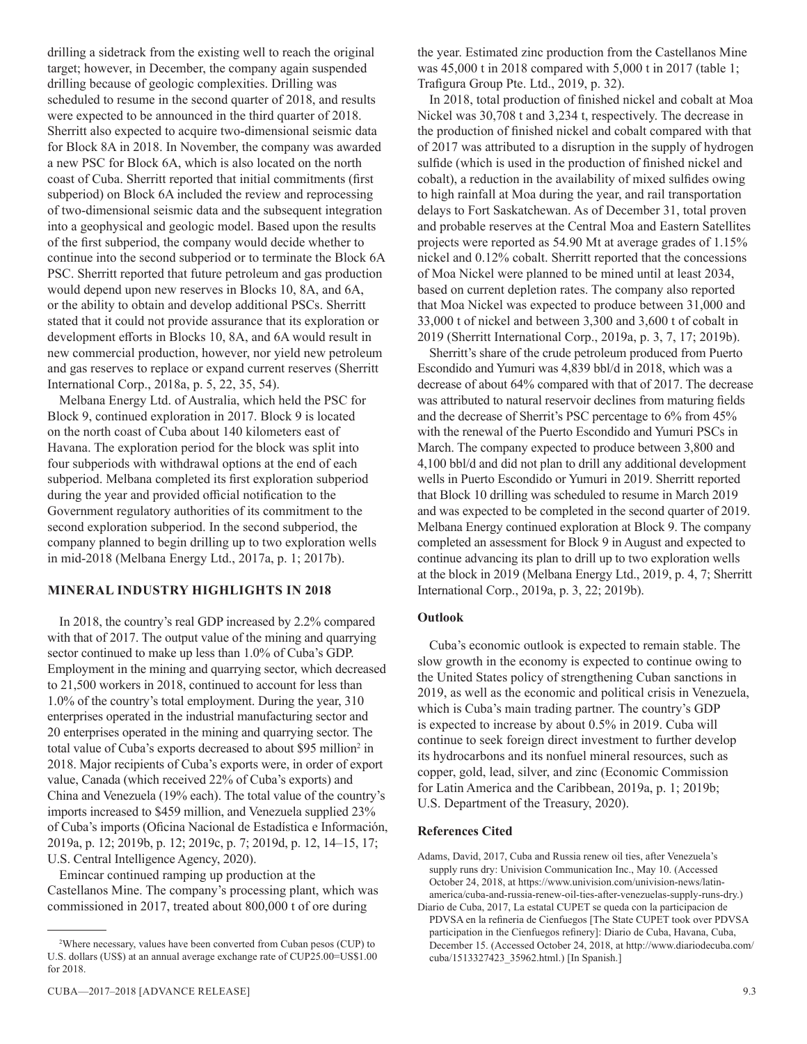drilling a sidetrack from the existing well to reach the original target; however, in December, the company again suspended drilling because of geologic complexities. Drilling was scheduled to resume in the second quarter of 2018, and results were expected to be announced in the third quarter of 2018. Sherritt also expected to acquire two-dimensional seismic data for Block 8A in 2018. In November, the company was awarded a new PSC for Block 6A, which is also located on the north coast of Cuba. Sherritt reported that initial commitments (first subperiod) on Block 6A included the review and reprocessing of two-dimensional seismic data and the subsequent integration into a geophysical and geologic model. Based upon the results of the first subperiod, the company would decide whether to continue into the second subperiod or to terminate the Block 6A PSC. Sherritt reported that future petroleum and gas production would depend upon new reserves in Blocks 10, 8A, and 6A, or the ability to obtain and develop additional PSCs. Sherritt stated that it could not provide assurance that its exploration or development efforts in Blocks 10, 8A, and 6A would result in new commercial production, however, nor yield new petroleum and gas reserves to replace or expand current reserves (Sherritt International Corp., 2018a, p. 5, 22, 35, 54).

Melbana Energy Ltd. of Australia, which held the PSC for Block 9, continued exploration in 2017. Block 9 is located on the north coast of Cuba about 140 kilometers east of Havana. The exploration period for the block was split into four subperiods with withdrawal options at the end of each subperiod. Melbana completed its first exploration subperiod during the year and provided official notification to the Government regulatory authorities of its commitment to the second exploration subperiod. In the second subperiod, the company planned to begin drilling up to two exploration wells in mid-2018 (Melbana Energy Ltd., 2017a, p. 1; 2017b).

## MINERAL INDUSTRY HIGHLIGHTS IN 2018

In 2018, the country's real GDP increased by 2.2% compared with that of 2017. The output value of the mining and quarrying sector continued to make up less than 1.0% of Cuba's GDP. Employment in the mining and quarrying sector, which decreased to 21,500 workers in 2018, continued to account for less than 1.0% of the country's total employment. During the year, 310 enterprises operated in the industrial manufacturing sector and 20 enterprises operated in the mining and quarrying sector. The total value of Cuba's exports decreased to about $95 million[2] in 2018. Major recipients of Cuba's exports were, in order of export value, Canada (which received 22% of Cuba's exports) and China and Venezuela (19% each). The total value of the country's imports increased to $459 million, and Venezuela supplied 23% of Cuba's imports (Oficina Nacional de Estadística e Información, 2019a, p. 12; 2019b, p. 12; 2019c, p. 7; 2019d, p. 12, 14–15, 17; U.S. Central Intelligence Agency, 2020).

Emincar continued ramping up production at the Castellanos Mine. The company's processing plant, which was commissioned in 2017, treated about 800,000 t of ore during the year. Estimated zinc production from the Castellanos Mine was 45,000 t in 2018 compared with 5,000 t in 2017 (table 1; Trafigura Group Pte. Ltd., 2019, p. 32).

In 2018, total production of finished nickel and cobalt at Moa Nickel was 30,708 t and 3,234 t, respectively. The decrease in the production of finished nickel and cobalt compared with that of 2017 was attributed to a disruption in the supply of hydrogen sulfide (which is used in the production of finished nickel and cobalt), a reduction in the availability of mixed sulfides owing to high rainfall at Moa during the year, and rail transportation delays to Fort Saskatchewan. As of December 31, total proven and probable reserves at the Central Moa and Eastern Satellites projects were reported as 54.90 Mt at average grades of 1.15% nickel and 0.12% cobalt. Sherritt reported that the concessions of Moa Nickel were planned to be mined until at least 2034, based on current depletion rates. The company also reported that Moa Nickel was expected to produce between 31,000 and 33,000 t of nickel and between 3,300 and 3,600 t of cobalt in 2019 (Sherritt International Corp., 2019a, p. 3, 7, 17; 2019b).

Sherritt's share of the crude petroleum produced from Puerto Escondido and Yumuri was 4,839 bbl/d in 2018, which was a decrease of about 64% compared with that of 2017. The decrease was attributed to natural reservoir declines from maturing fields and the decrease of Sherrit's PSC percentage to 6% from 45% with the renewal of the Puerto Escondido and Yumuri PSCs in March. The company expected to produce between 3,800 and 4,100 bbl/d and did not plan to drill any additional development wells in Puerto Escondido or Yumuri in 2019. Sherritt reported that Block 10 drilling was scheduled to resume in March 2019 and was expected to be completed in the second quarter of 2019. Melbana Energy continued exploration at Block 9. The company completed an assessment for Block 9 in August and expected to continue advancing its plan to drill up to two exploration wells at the block in 2019 (Melbana Energy Ltd., 2019, p. 4, 7; Sherritt International Corp., 2019a, p. 3, 22; 2019b).

### Outlook

Cuba's economic outlook is expected to remain stable. The slow growth in the economy is expected to continue owing to the United States policy of strengthening Cuban sanctions in 2019, as well as the economic and political crisis in Venezuela, which is Cuba's main trading partner. The country's GDP is expected to increase by about 0.5% in 2019. Cuba will continue to seek foreign direct investment to further develop its hydrocarbons and its nonfuel mineral resources, such as copper, gold, lead, silver, and zinc (Economic Commission for Latin America and the Caribbean, 2019a, p. 1; 2019b; U.S. Department of the Treasury, 2020).

### References Cited

Adams, David, 2017, Cuba and Russia renew oil ties, after Venezuela's supply runs dry: Univision Communication Inc., May 10. (Accessed October 24, 2018, at https://www.univision.com/univision-news/latin-america/cuba-and-russia-renew-oil-ties-after-venezuelas-supply-runs-dry.)

Diario de Cuba, 2017, La estatal CUPET se queda con la participacion de PDVSA en la refineria de Cienfuegos [The State CUPET took over PDVSA participation in the Cienfuegos refinery]: Diario de Cuba, Havana, Cuba, December 15. (Accessed October 24, 2018, at http://www.diariodecuba.com/cuba/1513327423_35962.html.) [In Spanish.]

---

[2] Where necessary, values have been converted from Cuban pesos (CUP) to U.S. dollars (US$) at an annual average exchange rate of CUP25.00=US$1.00 for 2018.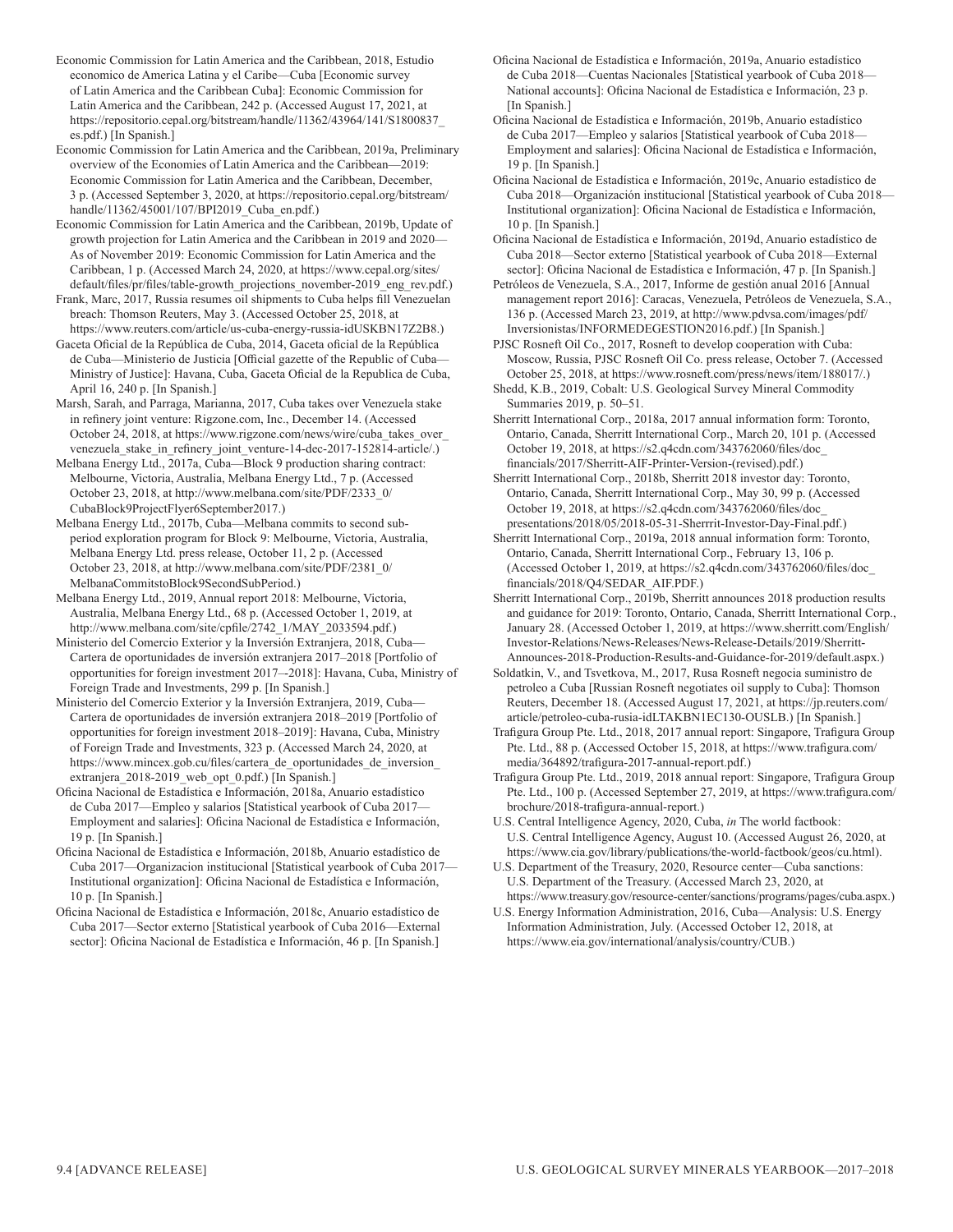Economic Commission for Latin America and the Caribbean, 2018, Estudio economico de America Latina y el Caribe—Cuba [Economic survey of Latin America and the Caribbean Cuba]: Economic Commission for Latin America and the Caribbean, 242 p. (Accessed August 17, 2021, at https://repositorio.cepal.org/bitstream/handle/11362/43964/141/S1800837_es.pdf.) [In Spanish.]

Economic Commission for Latin America and the Caribbean, 2019a, Preliminary overview of the Economies of Latin America and the Caribbean—2019: Economic Commission for Latin America and the Caribbean, December, 3 p. (Accessed September 3, 2020, at https://repositorio.cepal.org/bitstream/handle/11362/45001/107/BPI2019_Cuba_en.pdf.)

Economic Commission for Latin America and the Caribbean, 2019b, Update of growth projection for Latin America and the Caribbean in 2019 and 2020—As of November 2019: Economic Commission for Latin America and the Caribbean, 1 p. (Accessed March 24, 2020, at https://www.cepal.org/sites/default/files/pr/files/table-growth_projections_november-2019_eng_rev.pdf.)

Frank, Marc, 2017, Russia resumes oil shipments to Cuba helps fill Venezuelan breach: Thomson Reuters, May 3. (Accessed October 25, 2018, at https://www.reuters.com/article/us-cuba-energy-russia-idUSKBN17Z2B8.)

Gaceta Oficial de la República de Cuba, 2014, Gaceta oficial de la República de Cuba—Ministerio de Justicia [Official gazette of the Republic of Cuba—Ministry of Justice]: Havana, Cuba, Gaceta Oficial de la Republica de Cuba, April 16, 240 p. [In Spanish.]

Marsh, Sarah, and Parraga, Marianna, 2017, Cuba takes over Venezuela stake in refinery joint venture: Rigzone.com, Inc., December 14. (Accessed October 24, 2018, at https://www.rigzone.com/news/wire/cuba_takes_over_venezuela_stake_in_refinery_joint_venture-14-dec-2017-152814-article/.)

Melbana Energy Ltd., 2017a, Cuba—Block 9 production sharing contract: Melbourne, Victoria, Australia, Melbana Energy Ltd., 7 p. (Accessed October 23, 2018, at http://www.melbana.com/site/PDF/2333_0/CubaBlock9ProjectFlyer6September2017.)

Melbana Energy Ltd., 2017b, Cuba—Melbana commits to second sub-period exploration program for Block 9: Melbourne, Victoria, Australia, Melbana Energy Ltd. press release, October 11, 2 p. (Accessed October 23, 2018, at http://www.melbana.com/site/PDF/2381_0/MelbanaCommitstoBlock9SecondSubPeriod.)

Melbana Energy Ltd., 2019, Annual report 2018: Melbourne, Victoria, Australia, Melbana Energy Ltd., 68 p. (Accessed October 1, 2019, at http://www.melbana.com/site/cpfile/2742_1/MAY_2033594.pdf.)

Ministerio del Comercio Exterior y la Inversión Extranjera, 2018, Cuba—Cartera de oportunidades de inversión extranjera 2017–2018 [Portfolio of opportunities for foreign investment 2017–-2018]: Havana, Cuba, Ministry of Foreign Trade and Investments, 299 p. [In Spanish.]

Ministerio del Comercio Exterior y la Inversión Extranjera, 2019, Cuba—Cartera de oportunidades de inversión extranjera 2018–2019 [Portfolio of opportunities for foreign investment 2018–2019]: Havana, Cuba, Ministry of Foreign Trade and Investments, 323 p. (Accessed March 24, 2020, at https://www.mincex.gob.cu/files/cartera_de_oportunidades_de_inversion_extranjera_2018-2019_web_opt_0.pdf.) [In Spanish.]

Oficina Nacional de Estadística e Información, 2018a, Anuario estadístico de Cuba 2017—Empleo y salarios [Statistical yearbook of Cuba 2017—Employment and salaries]: Oficina Nacional de Estadística e Información, 19 p. [In Spanish.]

Oficina Nacional de Estadística e Información, 2018b, Anuario estadístico de Cuba 2017—Organizacion institucional [Statistical yearbook of Cuba 2017—Institutional organization]: Oficina Nacional de Estadística e Información, 10 p. [In Spanish.]

Oficina Nacional de Estadística e Información, 2018c, Anuario estadístico de Cuba 2017—Sector externo [Statistical yearbook of Cuba 2016—External sector]: Oficina Nacional de Estadística e Información, 46 p. [In Spanish.]

Oficina Nacional de Estadística e Información, 2019a, Anuario estadístico de Cuba 2018—Cuentas Nacionales [Statistical yearbook of Cuba 2018—National accounts]: Oficina Nacional de Estadística e Información, 23 p. [In Spanish.]

Oficina Nacional de Estadística e Información, 2019b, Anuario estadístico de Cuba 2017—Empleo y salarios [Statistical yearbook of Cuba 2018—Employment and salaries]: Oficina Nacional de Estadística e Información, 19 p. [In Spanish.]

Oficina Nacional de Estadística e Información, 2019c, Anuario estadístico de Cuba 2018—Organización institucional [Statistical yearbook of Cuba 2018—Institutional organization]: Oficina Nacional de Estadística e Información, 10 p. [In Spanish.]

Oficina Nacional de Estadística e Información, 2019d, Anuario estadístico de Cuba 2018—Sector externo [Statistical yearbook of Cuba 2018—External sector]: Oficina Nacional de Estadística e Información, 47 p. [In Spanish.]

Petróleos de Venezuela, S.A., 2017, Informe de gestión anual 2016 [Annual management report 2016]: Caracas, Venezuela, Petróleos de Venezuela, S.A., 136 p. (Accessed March 23, 2019, at http://www.pdvsa.com/images/pdf/Inversionistas/INFORMEDEGESTION2016.pdf.) [In Spanish.]

PJSC Rosneft Oil Co., 2017, Rosneft to develop cooperation with Cuba: Moscow, Russia, PJSC Rosneft Oil Co. press release, October 7. (Accessed October 25, 2018, at https://www.rosneft.com/press/news/item/188017/.)

Shedd, K.B., 2019, Cobalt: U.S. Geological Survey Mineral Commodity Summaries 2019, p. 50–51.

Sherritt International Corp., 2018a, 2017 annual information form: Toronto, Ontario, Canada, Sherritt International Corp., March 20, 101 p. (Accessed October 19, 2018, at https://s2.q4cdn.com/343762060/files/doc_financials/2017/Sherritt-AIF-Printer-Version-(revised).pdf.)

Sherritt International Corp., 2018b, Sherritt 2018 investor day: Toronto, Ontario, Canada, Sherritt International Corp., May 30, 99 p. (Accessed October 19, 2018, at https://s2.q4cdn.com/343762060/files/doc_presentations/2018/05/2018-05-31-Sherrrit-Investor-Day-Final.pdf.)

Sherritt International Corp., 2019a, 2018 annual information form: Toronto, Ontario, Canada, Sherritt International Corp., February 13, 106 p. (Accessed October 1, 2019, at https://s2.q4cdn.com/343762060/files/doc_financials/2018/Q4/SEDAR_AIF.PDF.)

Sherritt International Corp., 2019b, Sherritt announces 2018 production results and guidance for 2019: Toronto, Ontario, Canada, Sherritt International Corp., January 28. (Accessed October 1, 2019, at https://www.sherritt.com/English/Investor-Relations/News-Releases/News-Release-Details/2019/Sherritt-Announces-2018-Production-Results-and-Guidance-for-2019/default.aspx.)

Soldatkin, V., and Tsvetkova, M., 2017, Rusa Rosneft negocia suministro de petroleo a Cuba [Russian Rosneft negotiates oil supply to Cuba]: Thomson Reuters, December 18. (Accessed August 17, 2021, at https://jp.reuters.com/article/petroleo-cuba-rusia-idLTAKBN1EC130-OUSLB.) [In Spanish.]

Trafigura Group Pte. Ltd., 2018, 2017 annual report: Singapore, Trafigura Group Pte. Ltd., 88 p. (Accessed October 15, 2018, at https://www.trafigura.com/media/364892/trafigura-2017-annual-report.pdf.)

Trafigura Group Pte. Ltd., 2019, 2018 annual report: Singapore, Trafigura Group Pte. Ltd., 100 p. (Accessed September 27, 2019, at https://www.trafigura.com/brochure/2018-trafigura-annual-report.)

U.S. Central Intelligence Agency, 2020, Cuba, *in* The world factbook: U.S. Central Intelligence Agency, August 10. (Accessed August 26, 2020, at https://www.cia.gov/library/publications/the-world-factbook/geos/cu.html).

U.S. Department of the Treasury, 2020, Resource center—Cuba sanctions: U.S. Department of the Treasury. (Accessed March 23, 2020, at https://www.treasury.gov/resource-center/sanctions/programs/pages/cuba.aspx.)

U.S. Energy Information Administration, 2016, Cuba—Analysis: U.S. Energy Information Administration, July. (Accessed October 12, 2018, at https://www.eia.gov/international/analysis/country/CUB.)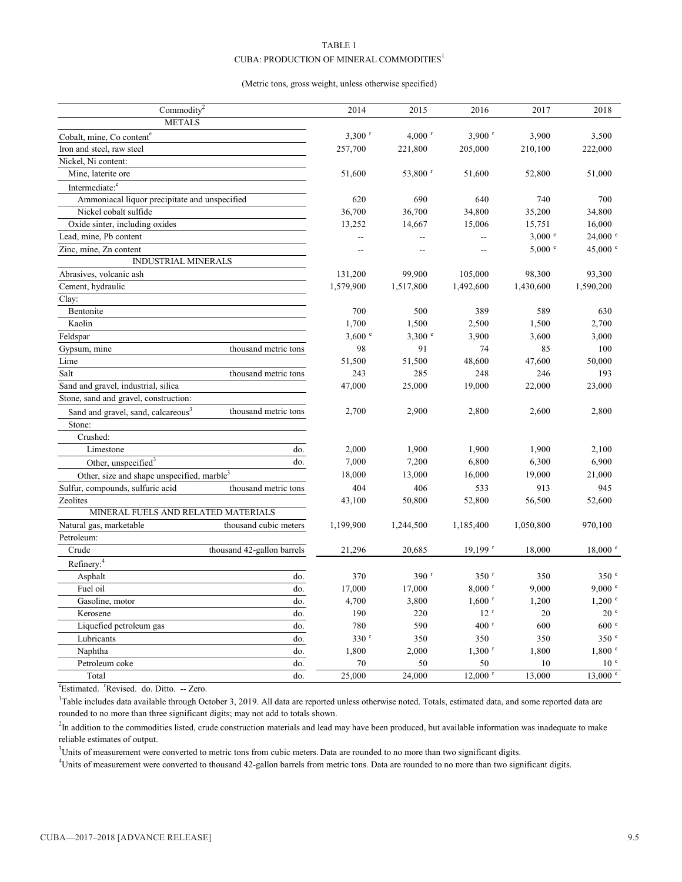TABLE 1

CUBA: PRODUCTION OF MINERAL COMMODITIES[1]

(Metric tons, gross weight, unless otherwise specified)

| Commodity[2] | | 2014 | 2015 | 2016 | 2017 | 2018 |
|---|---|---|---|---|---|---|
| METALS | | | | | | |
| Cobalt, mine, Co content[e] | | 3,300 [r] | 4,000 [r] | 3,900 [r] | 3,900 | 3,500 |
| Iron and steel, raw steel | | 257,700 | 221,800 | 205,000 | 210,100 | 222,000 |
| Nickel, Ni content: | | | | | | |
| Mine, laterite ore | | 51,600 | 53,800 [r] | 51,600 | 52,800 | 51,000 |
| Intermediate:[e] | | | | | | |
| Ammoniacal liquor precipitate and unspecified | | 620 | 690 | 640 | 740 | 700 |
| Nickel cobalt sulfide | | 36,700 | 36,700 | 34,800 | 35,200 | 34,800 |
| Oxide sinter, including oxides | | 13,252 | 14,667 | 15,006 | 15,751 | 16,000 |
| Lead, mine, Pb content | | -- | -- | -- | 3,000 [e] | 24,000 [e] |
| Zinc, mine, Zn content | | -- | -- | -- | 5,000 [e] | 45,000 [e] |
| INDUSTRIAL MINERALS | | | | | | |
| Abrasives, volcanic ash | | 131,200 | 99,900 | 105,000 | 98,300 | 93,300 |
| Cement, hydraulic | | 1,579,900 | 1,517,800 | 1,492,600 | 1,430,600 | 1,590,200 |
| Clay: | | | | | | |
| Bentonite | | 700 | 500 | 389 | 589 | 630 |
| Kaolin | | 1,700 | 1,500 | 2,500 | 1,500 | 2,700 |
| Feldspar | | 3,600 [e] | 3,300 [e] | 3,900 | 3,600 | 3,000 |
| Gypsum, mine | thousand metric tons | 98 | 91 | 74 | 85 | 100 |
| Lime | | 51,500 | 51,500 | 48,600 | 47,600 | 50,000 |
| Salt | thousand metric tons | 243 | 285 | 248 | 246 | 193 |
| Sand and gravel, industrial, silica | | 47,000 | 25,000 | 19,000 | 22,000 | 23,000 |
| Stone, sand and gravel, construction: | | | | | | |
| Sand and gravel, sand, calcareous[3] | thousand metric tons | 2,700 | 2,900 | 2,800 | 2,600 | 2,800 |
| Stone: | | | | | | |
| Crushed: | | | | | | |
| Limestone | do. | 2,000 | 1,900 | 1,900 | 1,900 | 2,100 |
| Other, unspecified[3] | do. | 7,000 | 7,200 | 6,800 | 6,300 | 6,900 |
| Other, size and shape unspecified, marble[3] | | 18,000 | 13,000 | 16,000 | 19,000 | 21,000 |
| Sulfur, compounds, sulfuric acid | thousand metric tons | 404 | 406 | 533 | 913 | 945 |
| Zeolites | | 43,100 | 50,800 | 52,800 | 56,500 | 52,600 |
| MINERAL FUELS AND RELATED MATERIALS | | | | | | |
| Natural gas, marketable | thousand cubic meters | 1,199,900 | 1,244,500 | 1,185,400 | 1,050,800 | 970,100 |
| Petroleum: | | | | | | |
| Crude | thousand 42-gallon barrels | 21,296 | 20,685 | 19,199 [r] | 18,000 | 18,000 [e] |
| Refinery:[4] | | | | | | |
| Asphalt | do. | 370 | 390 [r] | 350 [r] | 350 | 350 [e] |
| Fuel oil | do. | 17,000 | 17,000 | 8,000 [r] | 9,000 | 9,000 [e] |
| Gasoline, motor | do. | 4,700 | 3,800 | 1,600 [r] | 1,200 | 1,200 [e] |
| Kerosene | do. | 190 | 220 | 12 [r] | 20 | 20 [e] |
| Liquefied petroleum gas | do. | 780 | 590 | 400 [r] | 600 | 600 [e] |
| Lubricants | do. | 330 [r] | 350 | 350 | 350 | 350 [e] |
| Naphtha | do. | 1,800 | 2,000 | 1,300 [r] | 1,800 | 1,800 [e] |
| Petroleum coke | do. | 70 | 50 | 50 | 10 | 10 [e] |
| Total | do. | 25,000 | 24,000 | 12,000 [r] | 13,000 | 13,000 [e] |

[e]Estimated. [r]Revised. do. Ditto. -- Zero.

[1]Table includes data available through October 3, 2019. All data are reported unless otherwise noted. Totals, estimated data, and some reported data are rounded to no more than three significant digits; may not add to totals shown.

[2]In addition to the commodities listed, crude construction materials and lead may have been produced, but available information was inadequate to make reliable estimates of output.

[3]Units of measurement were converted to metric tons from cubic meters. Data are rounded to no more than two significant digits.

[4]Units of measurement were converted to thousand 42-gallon barrels from metric tons. Data are rounded to no more than two significant digits.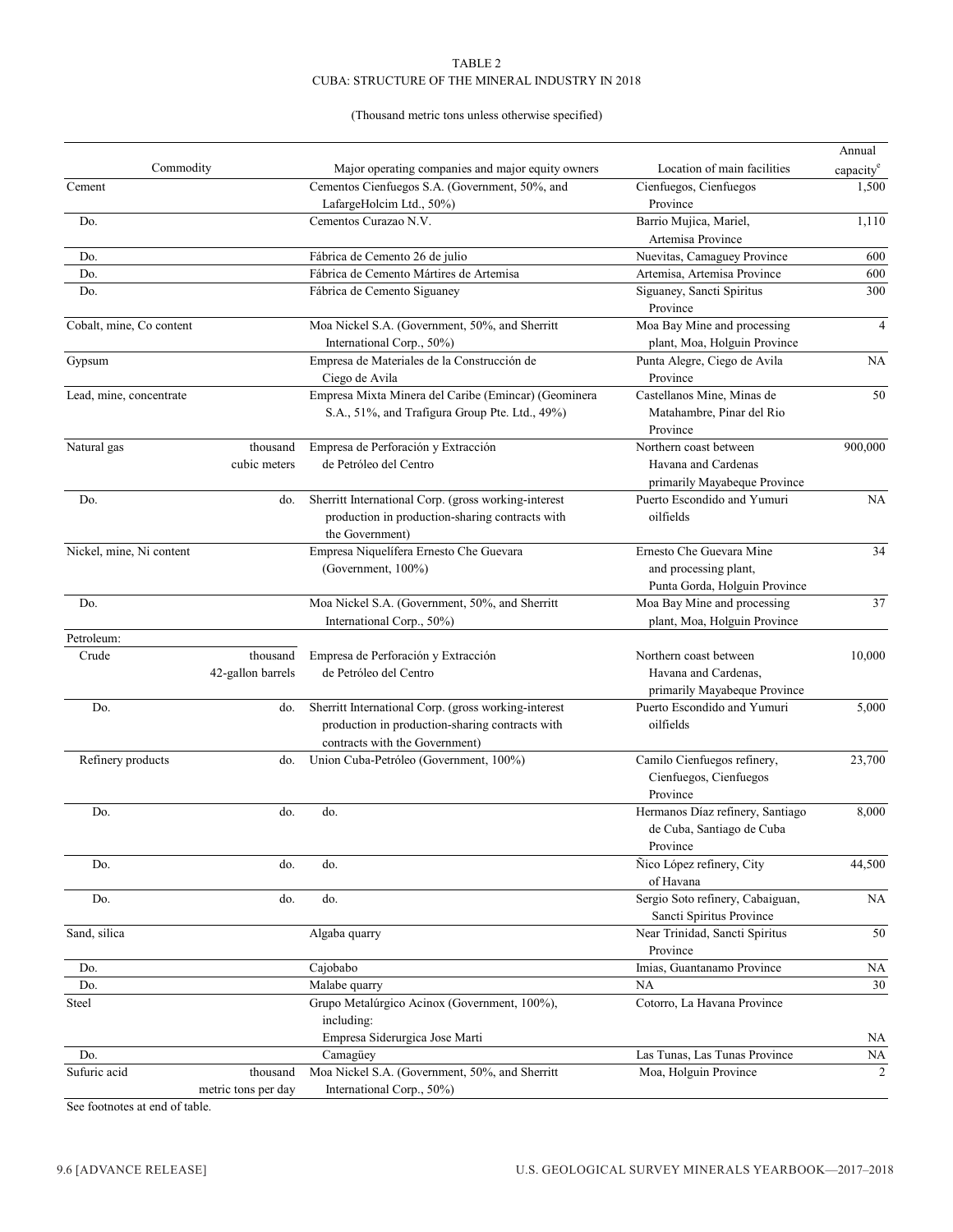TABLE 2
CUBA: STRUCTURE OF THE MINERAL INDUSTRY IN 2018

(Thousand metric tons unless otherwise specified)

| Commodity | | Major operating companies and major equity owners | Location of main facilities | Annual capacity[e] |
|---|---|---|---|---|
| Cement | | Cementos Cienfuegos S.A. (Government, 50%, and LafargeHolcim Ltd., 50%) | Cienfuegos, Cienfuegos Province | 1,500 |
| Do. | | Cementos Curazao N.V. | Barrio Mujica, Mariel, Artemisa Province | 1,110 |
| Do. | | Fábrica de Cemento 26 de julio | Nuevitas, Camaguey Province | 600 |
| Do. | | Fábrica de Cemento Mártires de Artemisa | Artemisa, Artemisa Province | 600 |
| Do. | | Fábrica de Cemento Siguaney | Siguaney, Sancti Spiritus Province | 300 |
| Cobalt, mine, Co content | | Moa Nickel S.A. (Government, 50%, and Sherritt International Corp., 50%) | Moa Bay Mine and processing plant, Moa, Holguin Province | 4 |
| Gypsum | | Empresa de Materiales de la Construcción de Ciego de Avila | Punta Alegre, Ciego de Avila Province | NA |
| Lead, mine, concentrate | | Empresa Mixta Minera del Caribe (Emincar) (Geominera S.A., 51%, and Trafigura Group Pte. Ltd., 49%) | Castellanos Mine, Minas de Matahambre, Pinar del Rio Province | 50 |
| Natural gas | thousand cubic meters | Empresa de Perforación y Extracción de Petróleo del Centro | Northern coast between Havana and Cardenas primarily Mayabeque Province | 900,000 |
| Do. | do. | Sherritt International Corp. (gross working-interest production in production-sharing contracts with the Government) | Puerto Escondido and Yumuri oilfields | NA |
| Nickel, mine, Ni content | | Empresa Niquelífera Ernesto Che Guevara (Government, 100%) | Ernesto Che Guevara Mine and processing plant, Punta Gorda, Holguin Province | 34 |
| Do. | | Moa Nickel S.A. (Government, 50%, and Sherritt International Corp., 50%) | Moa Bay Mine and processing plant, Moa, Holguin Province | 37 |
| Petroleum: | | | | |
| Crude | thousand 42-gallon barrels | Empresa de Perforación y Extracción de Petróleo del Centro | Northern coast between Havana and Cardenas, primarily Mayabeque Province | 10,000 |
| Do. | do. | Sherritt International Corp. (gross working-interest production in production-sharing contracts with contracts with the Government) | Puerto Escondido and Yumuri oilfields | 5,000 |
| Refinery products | do. | Union Cuba-Petróleo (Government, 100%) | Camilo Cienfuegos refinery, Cienfuegos, Cienfuegos Province | 23,700 |
| Do. | do. | do. | Hermanos Díaz refinery, Santiago de Cuba, Santiago de Cuba Province | 8,000 |
| Do. | do. | do. | Ñico López refinery, City of Havana | 44,500 |
| Do. | do. | do. | Sergio Soto refinery, Cabaiguan, Sancti Spiritus Province | NA |
| Sand, silica | | Algaba quarry | Near Trinidad, Sancti Spiritus Province | 50 |
| Do. | | Cajobabo | Imias, Guantanamo Province | NA |
| Do. | | Malabe quarry | NA | 30 |
| Steel | | Grupo Metalúrgico Acinox (Government, 100%), including: Empresa Siderurgica Jose Marti | Cotorro, La Havana Province | NA |
| Do. | | Camagüey | Las Tunas, Las Tunas Province | NA |
| Sufuric acid | thousand metric tons per day | Moa Nickel S.A. (Government, 50%, and Sherritt International Corp., 50%) | Moa, Holguin Province | 2 |

See footnotes at end of table.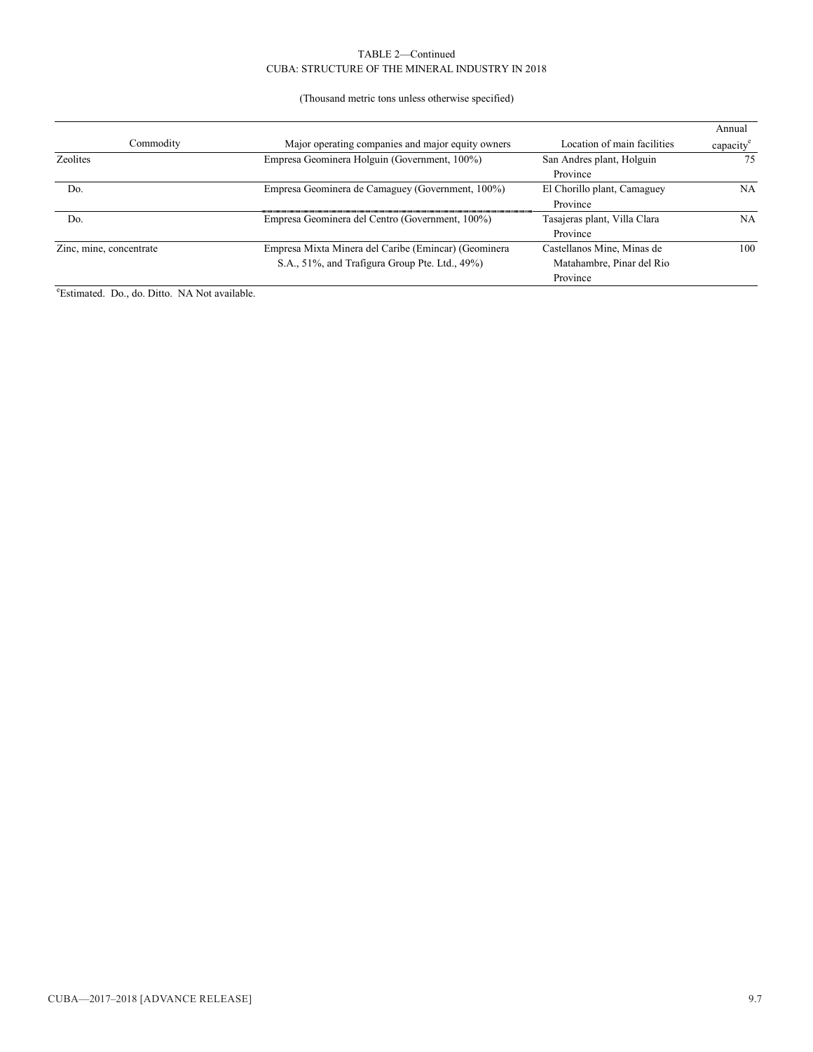TABLE 2—Continued
CUBA: STRUCTURE OF THE MINERAL INDUSTRY IN 2018

(Thousand metric tons unless otherwise specified)

| Commodity | Major operating companies and major equity owners | Location of main facilities | Annual capacity[e] |
|---|---|---|---|
| Zeolites | Empresa Geominera Holguin (Government, 100%) | San Andres plant, Holguin Province | 75 |
| Do. | Empresa Geominera de Camaguey (Government, 100%) | El Chorillo plant, Camaguey Province | NA |
| Do. | Empresa Geominera del Centro (Government, 100%) | Tasajeras plant, Villa Clara Province | NA |
| Zinc, mine, concentrate | Empresa Mixta Minera del Caribe (Emincar) (Geominera S.A., 51%, and Trafigura Group Pte. Ltd., 49%) | Castellanos Mine, Minas de Matahambre, Pinar del Rio Province | 100 |

[e]Estimated. Do., do. Ditto. NA Not available.